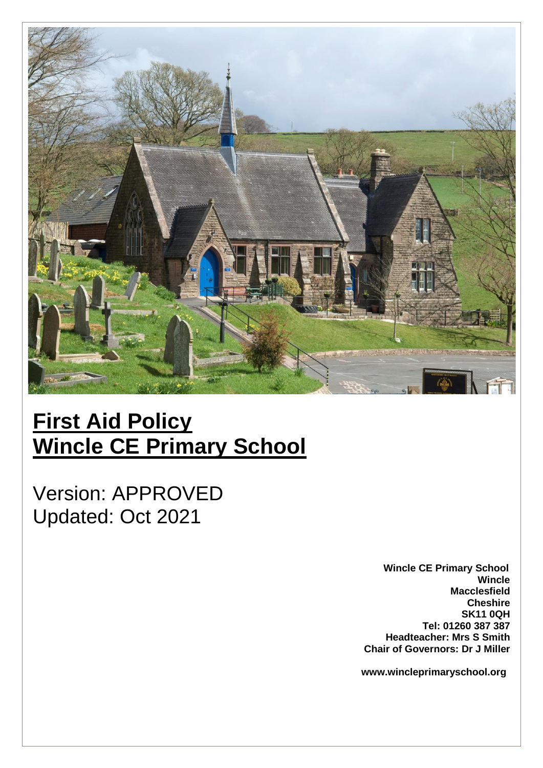# First Aid Policy
# Wincle CE Primary School

Version: APPROVED
Updated: Oct 2021

**Wincle CE Primary School**
**Wincle**
**Macclesfield**
**Cheshire**
**SK11 0QH**
**Tel: 01260 387 387**
**Headteacher: Mrs S Smith**
**Chair of Governors: Dr J Miller**

**www.wincleprimaryschool.org**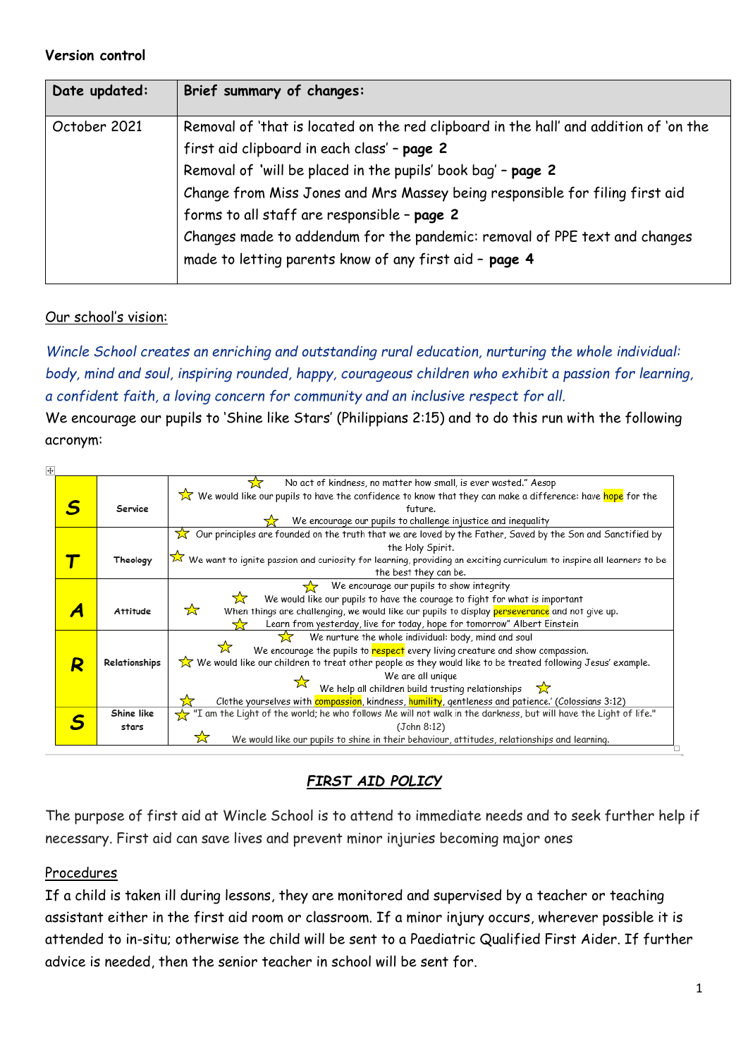**Version control**

| Date updated: | Brief summary of changes: |
|---|---|
| October 2021 | Removal of 'that is located on the red clipboard in the hall' and addition of 'on the first aid clipboard in each class' – **page 2**<br>Removal of 'will be placed in the pupils' book bag' – **page 2**<br>Change from Miss Jones and Mrs Massey being responsible for filing first aid forms to all staff are responsible – **page 2**<br>Changes made to addendum for the pandemic: removal of PPE text and changes made to letting parents know of any first aid – **page 4** |

Our school's vision:

*Wincle School creates an enriching and outstanding rural education, nurturing the whole individual: body, mind and soul, inspiring rounded, happy, courageous children who exhibit a passion for learning, a confident faith, a loving concern for community and an inclusive respect for all.*

We encourage our pupils to 'Shine like Stars' (Philippians 2:15) and to do this run with the following acronym:

| | | |
|---|---|---|
| **S** | Service | ☆ No act of kindness, no matter how small, is ever wasted." Aesop<br>☆ We would like our pupils to have the confidence to know that they can make a difference: have hope for the future.<br>☆ We encourage our pupils to challenge injustice and inequality |
| **T** | Theology | ☆ Our principles are founded on the truth that we are loved by the Father, Saved by the Son and Sanctified by the Holy Spirit.<br>☆ We want to ignite passion and curiosity for learning, providing an exciting curriculum to inspire all learners to be the best they can be. |
| **A** | Attitude | ☆ We encourage our pupils to show integrity<br>☆ We would like our pupils to have the courage to fight for what is important<br>☆ When things are challenging, we would like our pupils to display perseverance and not give up.<br>☆ Learn from yesterday, live for today, hope for tomorrow" Albert Einstein |
| **R** | Relationships | ☆ We nurture the whole individual: body, mind and soul<br>☆ We encourage the pupils to respect every living creature and show compassion.<br>☆ We would like our children to treat other people as they would like to be treated following Jesus' example.<br>☆ We are all unique<br>We help all children build trusting relationships ☆<br>☆ Clothe yourselves with compassion, kindness, humility, gentleness and patience.' (Colossians 3:12) |
| **S** | Shine like stars | ☆ "I am the Light of the world; he who follows Me will not walk in the darkness, but will have the Light of life." (John 8:12)<br>☆ We would like our pupils to shine in their behaviour, attitudes, relationships and learning. |

## *FIRST AID POLICY*

The purpose of first aid at Wincle School is to attend to immediate needs and to seek further help if necessary. First aid can save lives and prevent minor injuries becoming major ones

Procedures

If a child is taken ill during lessons, they are monitored and supervised by a teacher or teaching assistant either in the first aid room or classroom. If a minor injury occurs, wherever possible it is attended to in-situ; otherwise the child will be sent to a Paediatric Qualified First Aider. If further advice is needed, then the senior teacher in school will be sent for.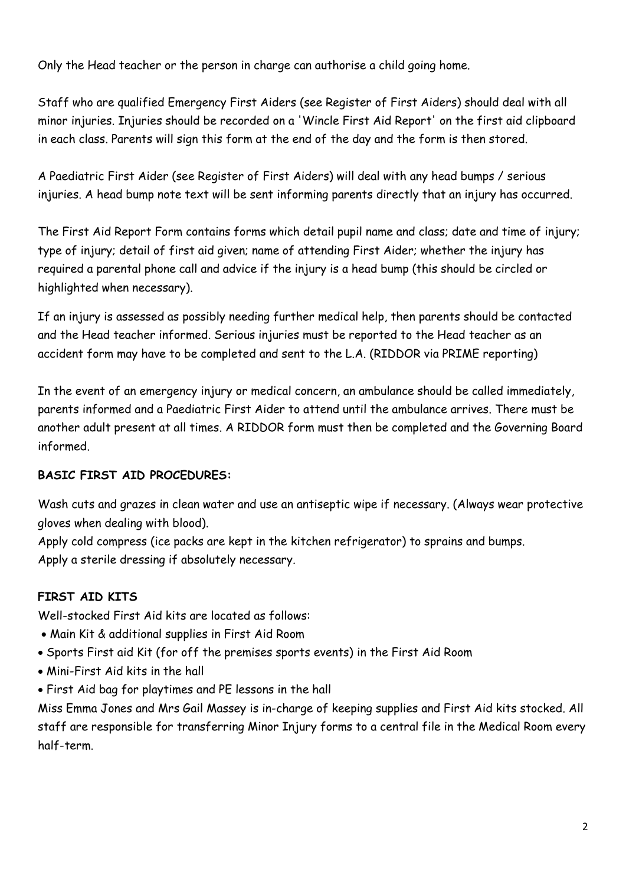Only the Head teacher or the person in charge can authorise a child going home.

Staff who are qualified Emergency First Aiders (see Register of First Aiders) should deal with all minor injuries. Injuries should be recorded on a 'Wincle First Aid Report' on the first aid clipboard in each class. Parents will sign this form at the end of the day and the form is then stored.

A Paediatric First Aider (see Register of First Aiders) will deal with any head bumps / serious injuries. A head bump note text will be sent informing parents directly that an injury has occurred.

The First Aid Report Form contains forms which detail pupil name and class; date and time of injury; type of injury; detail of first aid given; name of attending First Aider; whether the injury has required a parental phone call and advice if the injury is a head bump (this should be circled or highlighted when necessary).

If an injury is assessed as possibly needing further medical help, then parents should be contacted and the Head teacher informed. Serious injuries must be reported to the Head teacher as an accident form may have to be completed and sent to the L.A. (RIDDOR via PRIME reporting)

In the event of an emergency injury or medical concern, an ambulance should be called immediately, parents informed and a Paediatric First Aider to attend until the ambulance arrives. There must be another adult present at all times. A RIDDOR form must then be completed and the Governing Board informed.

**BASIC FIRST AID PROCEDURES:**

Wash cuts and grazes in clean water and use an antiseptic wipe if necessary. (Always wear protective gloves when dealing with blood).
Apply cold compress (ice packs are kept in the kitchen refrigerator) to sprains and bumps.
Apply a sterile dressing if absolutely necessary.

**FIRST AID KITS**

Well-stocked First Aid kits are located as follows:

- Main Kit & additional supplies in First Aid Room
- Sports First aid Kit (for off the premises sports events) in the First Aid Room
- Mini-First Aid kits in the hall
- First Aid bag for playtimes and PE lessons in the hall

Miss Emma Jones and Mrs Gail Massey is in-charge of keeping supplies and First Aid kits stocked. All staff are responsible for transferring Minor Injury forms to a central file in the Medical Room every half-term.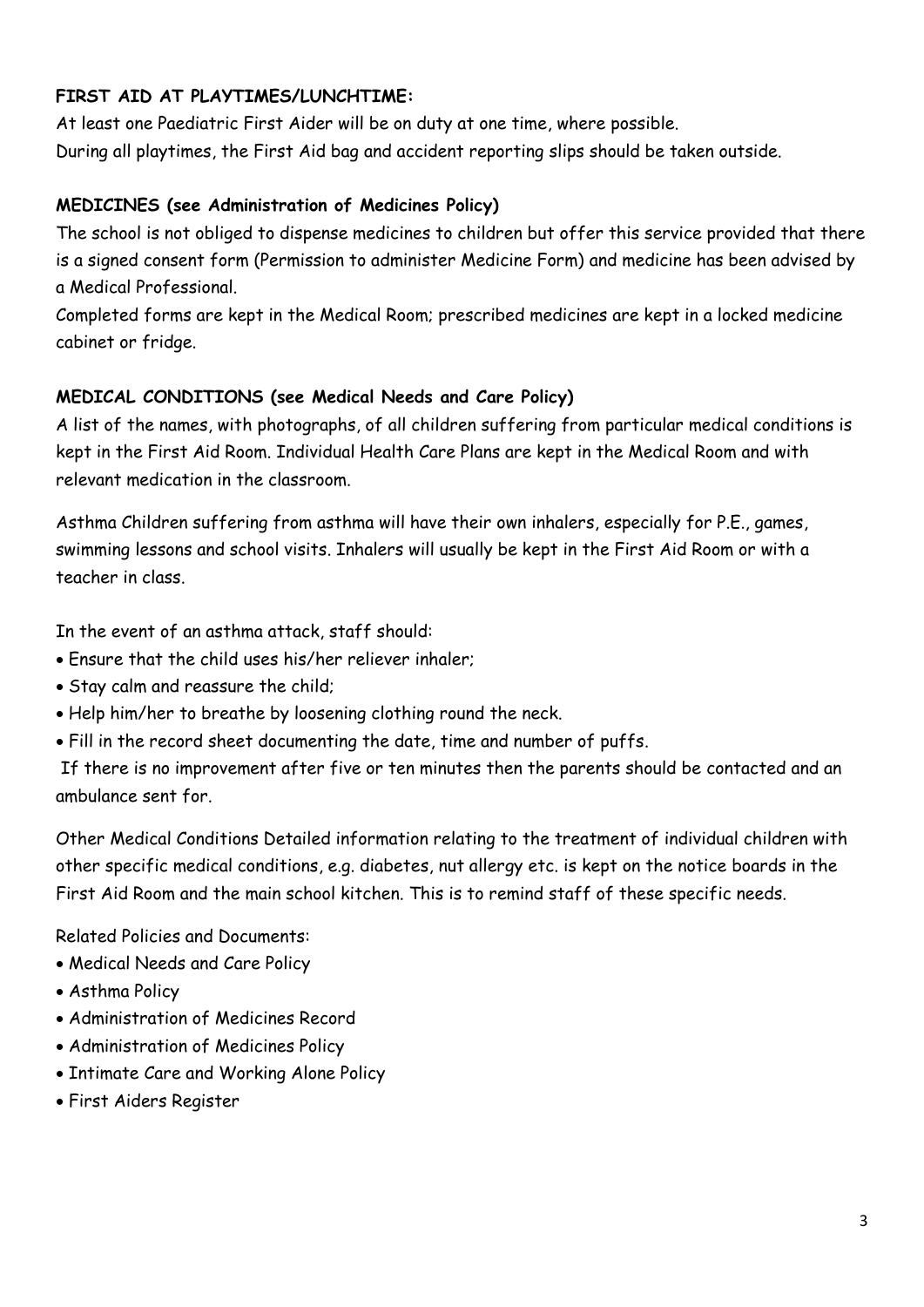**FIRST AID AT PLAYTIMES/LUNCHTIME:**

At least one Paediatric First Aider will be on duty at one time, where possible.
During all playtimes, the First Aid bag and accident reporting slips should be taken outside.

**MEDICINES (see Administration of Medicines Policy)**

The school is not obliged to dispense medicines to children but offer this service provided that there is a signed consent form (Permission to administer Medicine Form) and medicine has been advised by a Medical Professional.
Completed forms are kept in the Medical Room; prescribed medicines are kept in a locked medicine cabinet or fridge.

**MEDICAL CONDITIONS (see Medical Needs and Care Policy)**

A list of the names, with photographs, of all children suffering from particular medical conditions is kept in the First Aid Room. Individual Health Care Plans are kept in the Medical Room and with relevant medication in the classroom.

Asthma Children suffering from asthma will have their own inhalers, especially for P.E., games, swimming lessons and school visits. Inhalers will usually be kept in the First Aid Room or with a teacher in class.

In the event of an asthma attack, staff should:

- Ensure that the child uses his/her reliever inhaler;
- Stay calm and reassure the child;
- Help him/her to breathe by loosening clothing round the neck.
- Fill in the record sheet documenting the date, time and number of puffs.

If there is no improvement after five or ten minutes then the parents should be contacted and an ambulance sent for.

Other Medical Conditions Detailed information relating to the treatment of individual children with other specific medical conditions, e.g. diabetes, nut allergy etc. is kept on the notice boards in the First Aid Room and the main school kitchen. This is to remind staff of these specific needs.

Related Policies and Documents:

- Medical Needs and Care Policy
- Asthma Policy
- Administration of Medicines Record
- Administration of Medicines Policy
- Intimate Care and Working Alone Policy
- First Aiders Register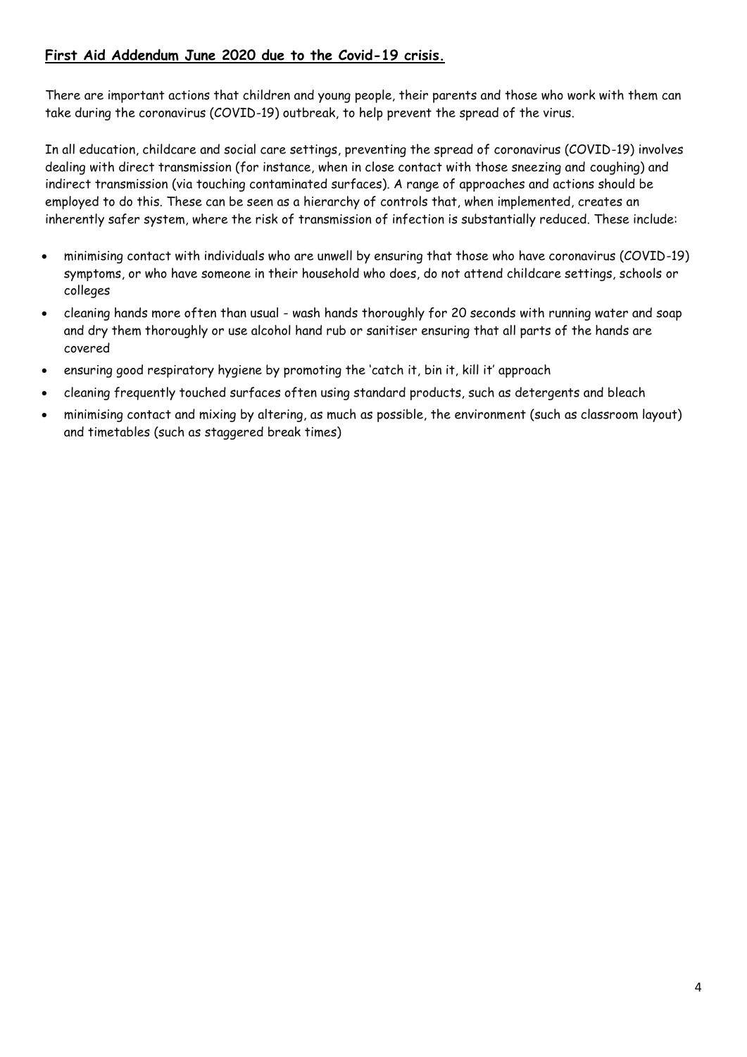## **First Aid Addendum June 2020 due to the Covid-19 crisis.**

There are important actions that children and young people, their parents and those who work with them can take during the coronavirus (COVID-19) outbreak, to help prevent the spread of the virus.

In all education, childcare and social care settings, preventing the spread of coronavirus (COVID-19) involves dealing with direct transmission (for instance, when in close contact with those sneezing and coughing) and indirect transmission (via touching contaminated surfaces). A range of approaches and actions should be employed to do this. These can be seen as a hierarchy of controls that, when implemented, creates an inherently safer system, where the risk of transmission of infection is substantially reduced. These include:

- minimising contact with individuals who are unwell by ensuring that those who have coronavirus (COVID-19) symptoms, or who have someone in their household who does, do not attend childcare settings, schools or colleges
- cleaning hands more often than usual - wash hands thoroughly for 20 seconds with running water and soap and dry them thoroughly or use alcohol hand rub or sanitiser ensuring that all parts of the hands are covered
- ensuring good respiratory hygiene by promoting the 'catch it, bin it, kill it' approach
- cleaning frequently touched surfaces often using standard products, such as detergents and bleach
- minimising contact and mixing by altering, as much as possible, the environment (such as classroom layout) and timetables (such as staggered break times)